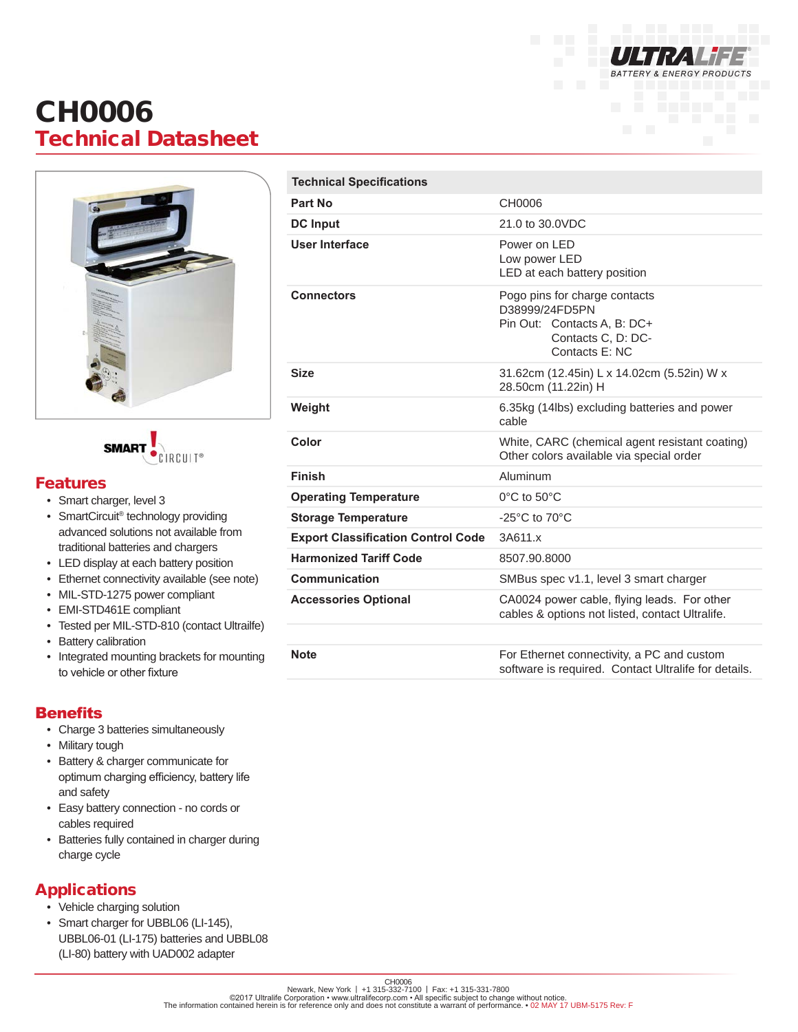# CH0006
## Technical Datasheet

## Features

- Smart charger, level 3
- SmartCircuit® technology providing advanced solutions not available from traditional batteries and chargers
- LED display at each battery position
- Ethernet connectivity available (see note)
- MIL-STD-1275 power compliant
- EMI-STD461E compliant
- Tested per MIL-STD-810 (contact Ultrailfe)
- Battery calibration
- Integrated mounting brackets for mounting to vehicle or other fixture

## Benefits

- Charge 3 batteries simultaneously
- Military tough
- Battery & charger communicate for optimum charging efficiency, battery life and safety
- Easy battery connection - no cords or cables required
- Batteries fully contained in charger during charge cycle

## Applications

- Vehicle charging solution
- Smart charger for UBBL06 (LI-145), UBBL06-01 (LI-175) batteries and UBBL08 (LI-80) battery with UAD002 adapter

| Technical Specifications | |
|---|---|
| **Part No** | CH0006 |
| **DC Input** | 21.0 to 30.0VDC |
| **User Interface** | Power on LED<br>Low power LED<br>LED at each battery position |
| **Connectors** | Pogo pins for charge contacts<br>D38999/24FD5PN<br>Pin Out: Contacts A, B: DC+<br>Contacts C, D: DC-<br>Contacts E: NC |
| **Size** | 31.62cm (12.45in) L x 14.02cm (5.52in) W x 28.50cm (11.22in) H |
| **Weight** | 6.35kg (14lbs) excluding batteries and power cable |
| **Color** | White, CARC (chemical agent resistant coating)<br>Other colors available via special order |
| **Finish** | Aluminum |
| **Operating Temperature** | 0°C to 50°C |
| **Storage Temperature** | -25°C to 70°C |
| **Export Classification Control Code** | 3A611.x |
| **Harmonized Tariff Code** | 8507.90.8000 |
| **Communication** | SMBus spec v1.1, level 3 smart charger |
| **Accessories Optional** | CA0024 power cable, flying leads. For other cables & options not listed, contact Ultralife. |
| | |
| **Note** | For Ethernet connectivity, a PC and custom software is required. Contact Ultralife for details. |

CH0006
Newark, New York | +1 315-332-7100 | Fax: +1 315-331-7800
©2017 Ultralife Corporation • www.ultralifecorp.com • All specific subject to change without notice.
The information contained herein is for reference only and does not constitute a warrant of performance. • 02 MAY 17 UBM-5175 Rev: F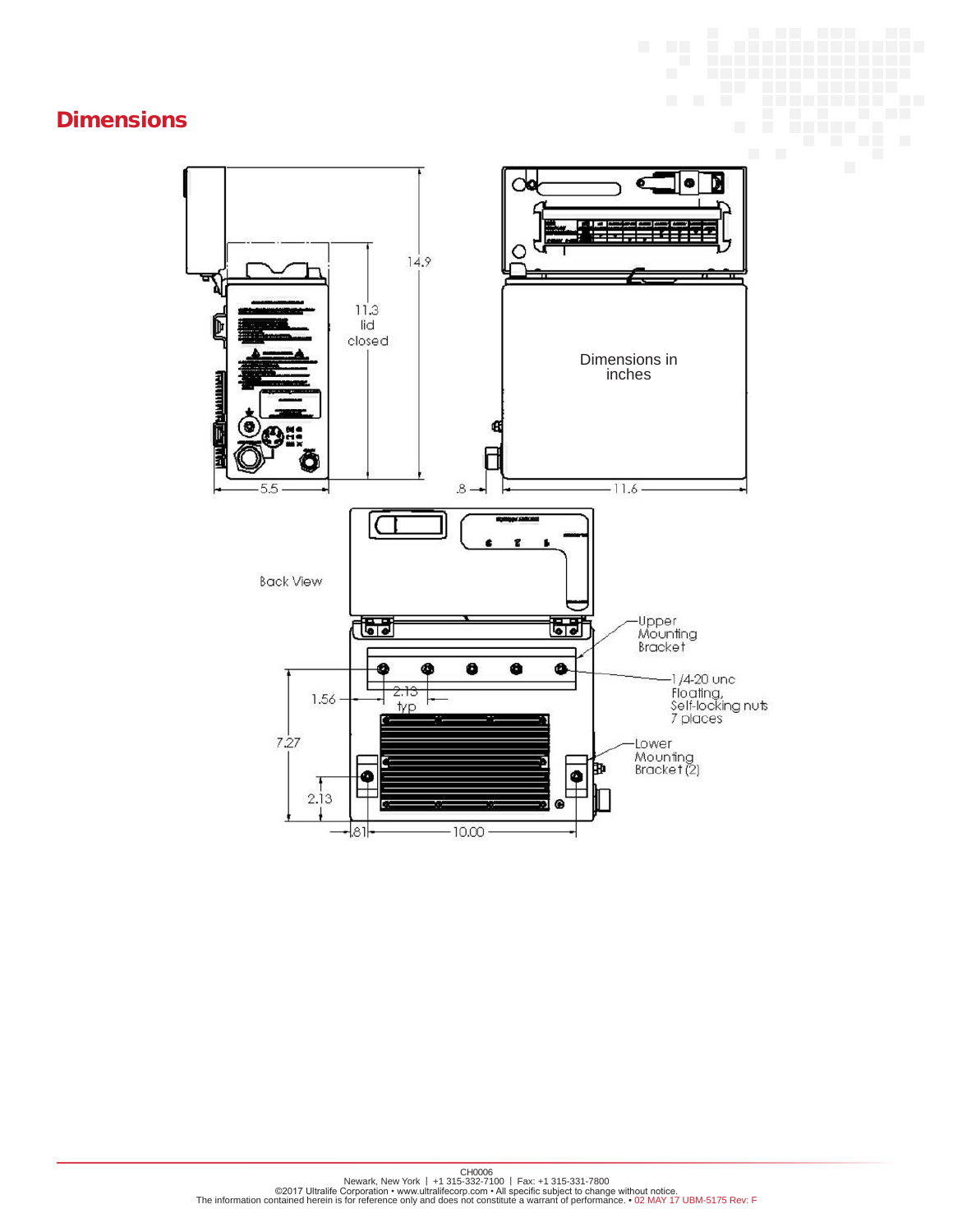## Dimensions

14.9

11.3
lid
closed

5.5

.8

11.6

Dimensions in inches

Back View

Upper Mounting Bracket

1/4-20 unc Floating, Self-locking nuts 7 places

1.56

2.13 typ

7.27

Lower Mounting Bracket (2)

2.13

.81

10.00

CH0006
Newark, New York | +1 315-332-7100 | Fax: +1 315-331-7800
©2017 Ultralife Corporation • www.ultralifecorp.com • All specific subject to change without notice.
The information contained herein is for reference only and does not constitute a warrant of performance. • 02 MAY 17 UBM-5175 Rev: F